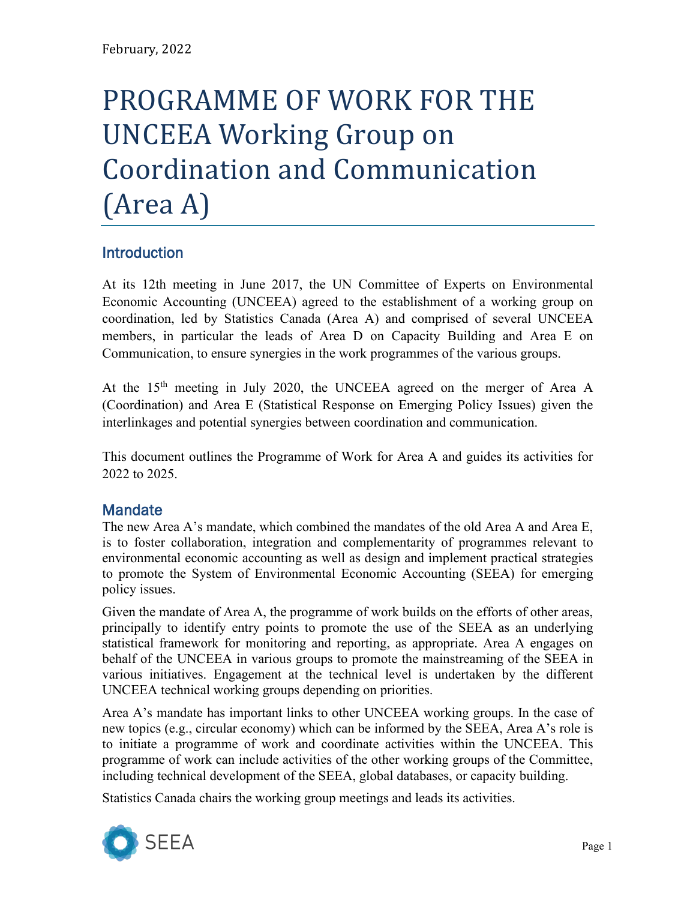February, 2022

# PROGRAMME OF WORK FOR THE UNCEEA Working Group on Coordination and Communication (Area A)

## Introduction

At its 12th meeting in June 2017, the UN Committee of Experts on Environmental Economic Accounting (UNCEEA) agreed to the establishment of a working group on coordination, led by Statistics Canada (Area A) and comprised of several UNCEEA members, in particular the leads of Area D on Capacity Building and Area E on Communication, to ensure synergies in the work programmes of the various groups.

At the 15th meeting in July 2020, the UNCEEA agreed on the merger of Area A (Coordination) and Area E (Statistical Response on Emerging Policy Issues) given the interlinkages and potential synergies between coordination and communication.

This document outlines the Programme of Work for Area A and guides its activities for 2022 to 2025.

## Mandate

The new Area A's mandate, which combined the mandates of the old Area A and Area E, is to foster collaboration, integration and complementarity of programmes relevant to environmental economic accounting as well as design and implement practical strategies to promote the System of Environmental Economic Accounting (SEEA) for emerging policy issues.

Given the mandate of Area A, the programme of work builds on the efforts of other areas, principally to identify entry points to promote the use of the SEEA as an underlying statistical framework for monitoring and reporting, as appropriate. Area A engages on behalf of the UNCEEA in various groups to promote the mainstreaming of the SEEA in various initiatives. Engagement at the technical level is undertaken by the different UNCEEA technical working groups depending on priorities.

Area A's mandate has important links to other UNCEEA working groups. In the case of new topics (e.g., circular economy) which can be informed by the SEEA, Area A's role is to initiate a programme of work and coordinate activities within the UNCEEA. This programme of work can include activities of the other working groups of the Committee, including technical development of the SEEA, global databases, or capacity building.

Statistics Canada chairs the working group meetings and leads its activities.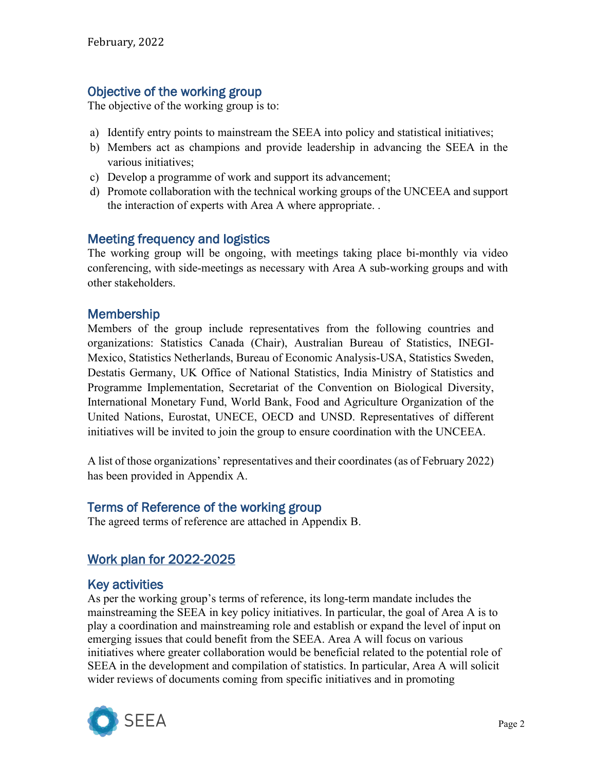February, 2022

## Objective of the working group

The objective of the working group is to:

a) Identify entry points to mainstream the SEEA into policy and statistical initiatives;
b) Members act as champions and provide leadership in advancing the SEEA in the various initiatives;
c) Develop a programme of work and support its advancement;
d) Promote collaboration with the technical working groups of the UNCEEA and support the interaction of experts with Area A where appropriate. .

## Meeting frequency and logistics

The working group will be ongoing, with meetings taking place bi-monthly via video conferencing, with side-meetings as necessary with Area A sub-working groups and with other stakeholders.

## Membership

Members of the group include representatives from the following countries and organizations: Statistics Canada (Chair), Australian Bureau of Statistics, INEGI-Mexico, Statistics Netherlands, Bureau of Economic Analysis-USA, Statistics Sweden, Destatis Germany, UK Office of National Statistics, India Ministry of Statistics and Programme Implementation, Secretariat of the Convention on Biological Diversity, International Monetary Fund, World Bank, Food and Agriculture Organization of the United Nations, Eurostat, UNECE, OECD and UNSD. Representatives of different initiatives will be invited to join the group to ensure coordination with the UNCEEA.

A list of those organizations' representatives and their coordinates (as of February 2022) has been provided in Appendix A.

## Terms of Reference of the working group

The agreed terms of reference are attached in Appendix B.

## Work plan for 2022-2025

## Key activities

As per the working group's terms of reference, its long-term mandate includes the mainstreaming the SEEA in key policy initiatives. In particular, the goal of Area A is to play a coordination and mainstreaming role and establish or expand the level of input on emerging issues that could benefit from the SEEA. Area A will focus on various initiatives where greater collaboration would be beneficial related to the potential role of SEEA in the development and compilation of statistics. In particular, Area A will solicit wider reviews of documents coming from specific initiatives and in promoting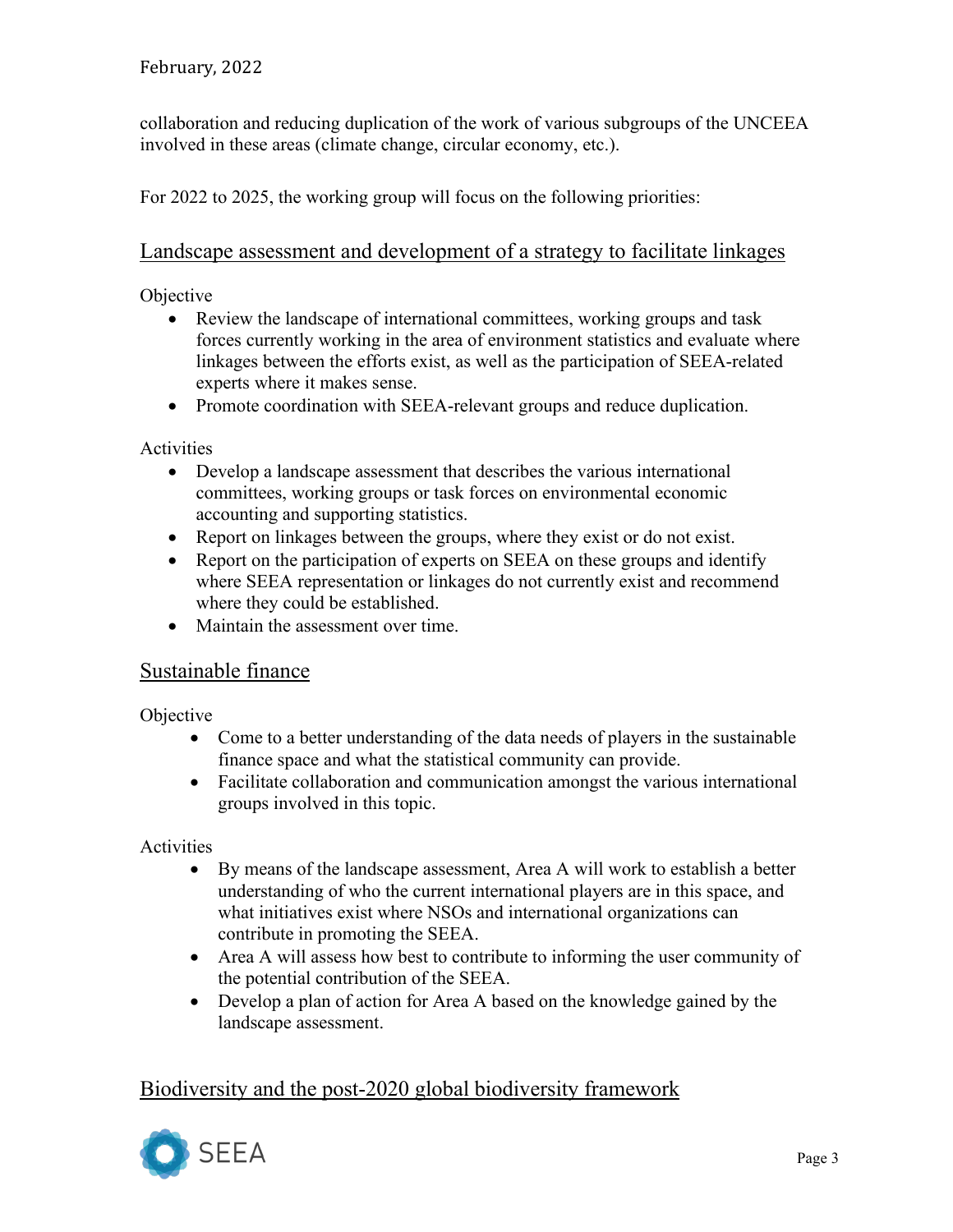collaboration and reducing duplication of the work of various subgroups of the UNCEEA involved in these areas (climate change, circular economy, etc.).

For 2022 to 2025, the working group will focus on the following priorities:

## Landscape assessment and development of a strategy to facilitate linkages

Objective

- Review the landscape of international committees, working groups and task forces currently working in the area of environment statistics and evaluate where linkages between the efforts exist, as well as the participation of SEEA-related experts where it makes sense.
- Promote coordination with SEEA-relevant groups and reduce duplication.

Activities

- Develop a landscape assessment that describes the various international committees, working groups or task forces on environmental economic accounting and supporting statistics.
- Report on linkages between the groups, where they exist or do not exist.
- Report on the participation of experts on SEEA on these groups and identify where SEEA representation or linkages do not currently exist and recommend where they could be established.
- Maintain the assessment over time.

## Sustainable finance

Objective

- Come to a better understanding of the data needs of players in the sustainable finance space and what the statistical community can provide.
- Facilitate collaboration and communication amongst the various international groups involved in this topic.

Activities

- By means of the landscape assessment, Area A will work to establish a better understanding of who the current international players are in this space, and what initiatives exist where NSOs and international organizations can contribute in promoting the SEEA.
- Area A will assess how best to contribute to informing the user community of the potential contribution of the SEEA.
- Develop a plan of action for Area A based on the knowledge gained by the landscape assessment.

## Biodiversity and the post-2020 global biodiversity framework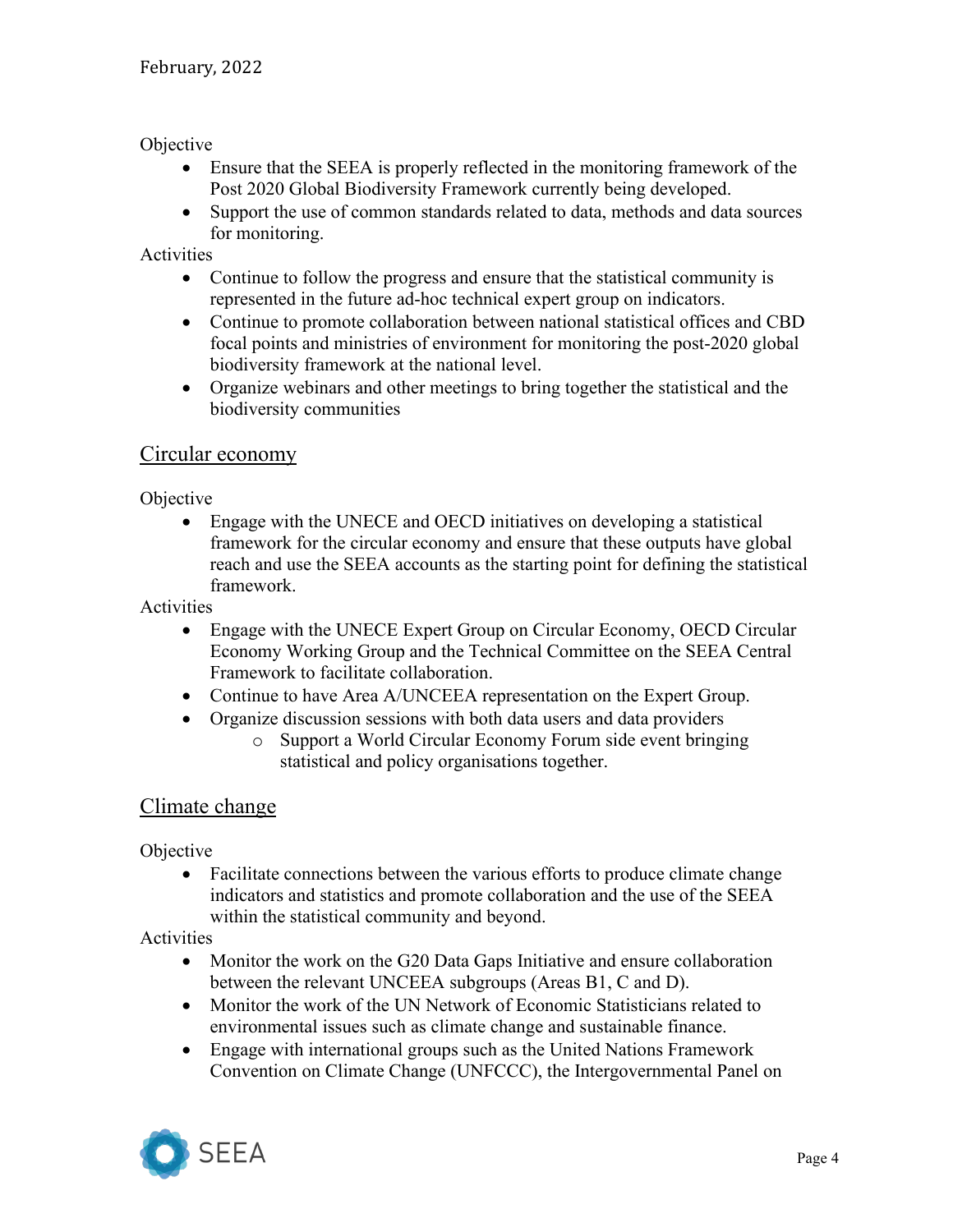Objective

- Ensure that the SEEA is properly reflected in the monitoring framework of the Post 2020 Global Biodiversity Framework currently being developed.
- Support the use of common standards related to data, methods and data sources for monitoring.

Activities

- Continue to follow the progress and ensure that the statistical community is represented in the future ad-hoc technical expert group on indicators.
- Continue to promote collaboration between national statistical offices and CBD focal points and ministries of environment for monitoring the post-2020 global biodiversity framework at the national level.
- Organize webinars and other meetings to bring together the statistical and the biodiversity communities

## Circular economy

Objective

- Engage with the UNECE and OECD initiatives on developing a statistical framework for the circular economy and ensure that these outputs have global reach and use the SEEA accounts as the starting point for defining the statistical framework.

Activities

- Engage with the UNECE Expert Group on Circular Economy, OECD Circular Economy Working Group and the Technical Committee on the SEEA Central Framework to facilitate collaboration.
- Continue to have Area A/UNCEEA representation on the Expert Group.
- Organize discussion sessions with both data users and data providers
    - Support a World Circular Economy Forum side event bringing statistical and policy organisations together.

## Climate change

Objective

- Facilitate connections between the various efforts to produce climate change indicators and statistics and promote collaboration and the use of the SEEA within the statistical community and beyond.

Activities

- Monitor the work on the G20 Data Gaps Initiative and ensure collaboration between the relevant UNCEEA subgroups (Areas B1, C and D).
- Monitor the work of the UN Network of Economic Statisticians related to environmental issues such as climate change and sustainable finance.
- Engage with international groups such as the United Nations Framework Convention on Climate Change (UNFCCC), the Intergovernmental Panel on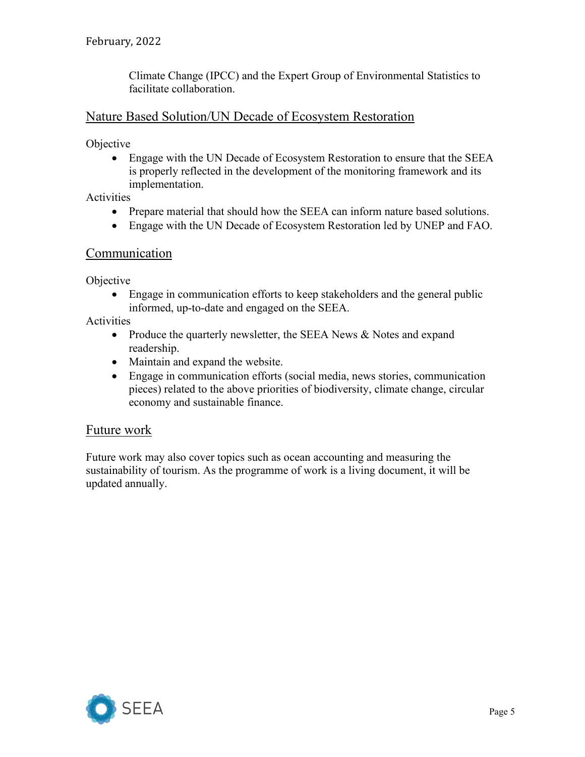Climate Change (IPCC) and the Expert Group of Environmental Statistics to facilitate collaboration.

## Nature Based Solution/UN Decade of Ecosystem Restoration

Objective

- Engage with the UN Decade of Ecosystem Restoration to ensure that the SEEA is properly reflected in the development of the monitoring framework and its implementation.

Activities

- Prepare material that should how the SEEA can inform nature based solutions.
- Engage with the UN Decade of Ecosystem Restoration led by UNEP and FAO.

## Communication

Objective

- Engage in communication efforts to keep stakeholders and the general public informed, up-to-date and engaged on the SEEA.

Activities

- Produce the quarterly newsletter, the SEEA News & Notes and expand readership.
- Maintain and expand the website.
- Engage in communication efforts (social media, news stories, communication pieces) related to the above priorities of biodiversity, climate change, circular economy and sustainable finance.

## Future work

Future work may also cover topics such as ocean accounting and measuring the sustainability of tourism. As the programme of work is a living document, it will be updated annually.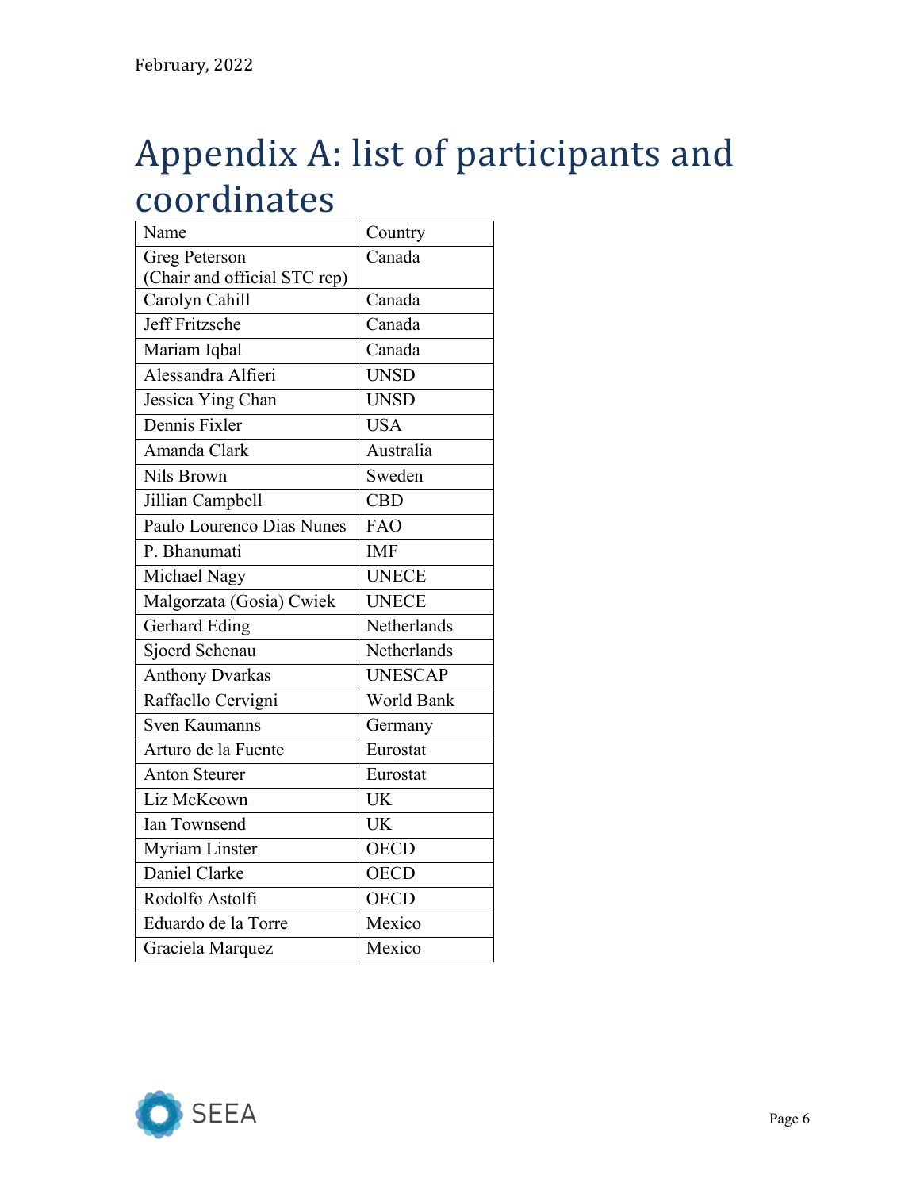# Appendix A: list of participants and coordinates

| Name | Country |
| --- | --- |
| Greg Peterson (Chair and official STC rep) | Canada |
| Carolyn Cahill | Canada |
| Jeff Fritzsche | Canada |
| Mariam Iqbal | Canada |
| Alessandra Alfieri | UNSD |
| Jessica Ying Chan | UNSD |
| Dennis Fixler | USA |
| Amanda Clark | Australia |
| Nils Brown | Sweden |
| Jillian Campbell | CBD |
| Paulo Lourenco Dias Nunes | FAO |
| P. Bhanumati | IMF |
| Michael Nagy | UNECE |
| Malgorzata (Gosia) Cwiek | UNECE |
| Gerhard Eding | Netherlands |
| Sjoerd Schenau | Netherlands |
| Anthony Dvarkas | UNESCAP |
| Raffaello Cervigni | World Bank |
| Sven Kaumanns | Germany |
| Arturo de la Fuente | Eurostat |
| Anton Steurer | Eurostat |
| Liz McKeown | UK |
| Ian Townsend | UK |
| Myriam Linster | OECD |
| Daniel Clarke | OECD |
| Rodolfo Astolfi | OECD |
| Eduardo de la Torre | Mexico |
| Graciela Marquez | Mexico |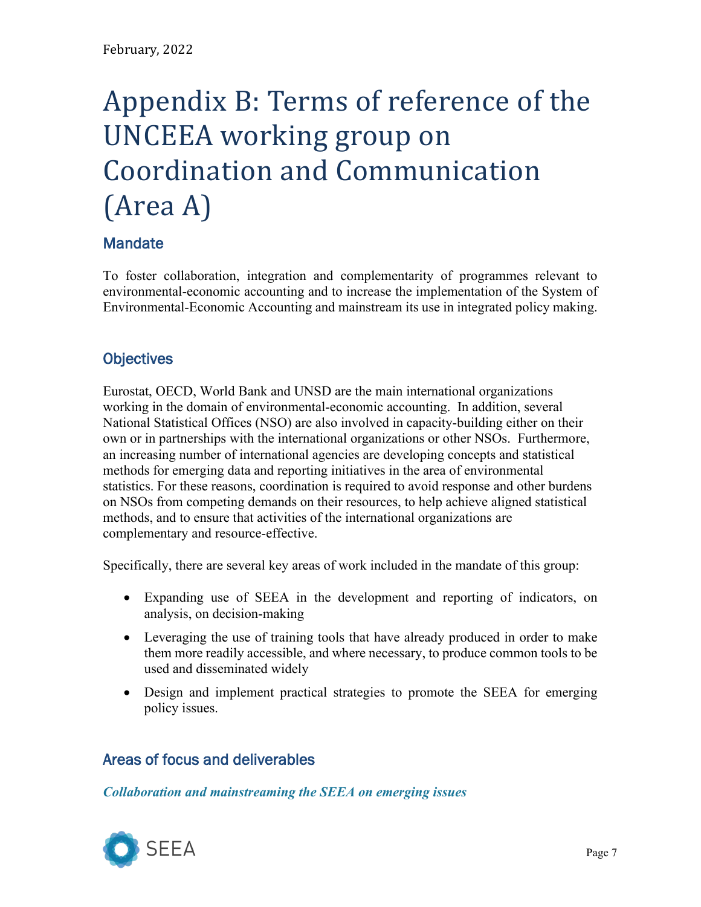February, 2022

# Appendix B: Terms of reference of the UNCEEA working group on Coordination and Communication (Area A)

## Mandate

To foster collaboration, integration and complementarity of programmes relevant to environmental-economic accounting and to increase the implementation of the System of Environmental-Economic Accounting and mainstream its use in integrated policy making.

## Objectives

Eurostat, OECD, World Bank and UNSD are the main international organizations working in the domain of environmental-economic accounting. In addition, several National Statistical Offices (NSO) are also involved in capacity-building either on their own or in partnerships with the international organizations or other NSOs. Furthermore, an increasing number of international agencies are developing concepts and statistical methods for emerging data and reporting initiatives in the area of environmental statistics. For these reasons, coordination is required to avoid response and other burdens on NSOs from competing demands on their resources, to help achieve aligned statistical methods, and to ensure that activities of the international organizations are complementary and resource-effective.

Specifically, there are several key areas of work included in the mandate of this group:

- Expanding use of SEEA in the development and reporting of indicators, on analysis, on decision-making
- Leveraging the use of training tools that have already produced in order to make them more readily accessible, and where necessary, to produce common tools to be used and disseminated widely
- Design and implement practical strategies to promote the SEEA for emerging policy issues.

## Areas of focus and deliverables

***Collaboration and mainstreaming the SEEA on emerging issues***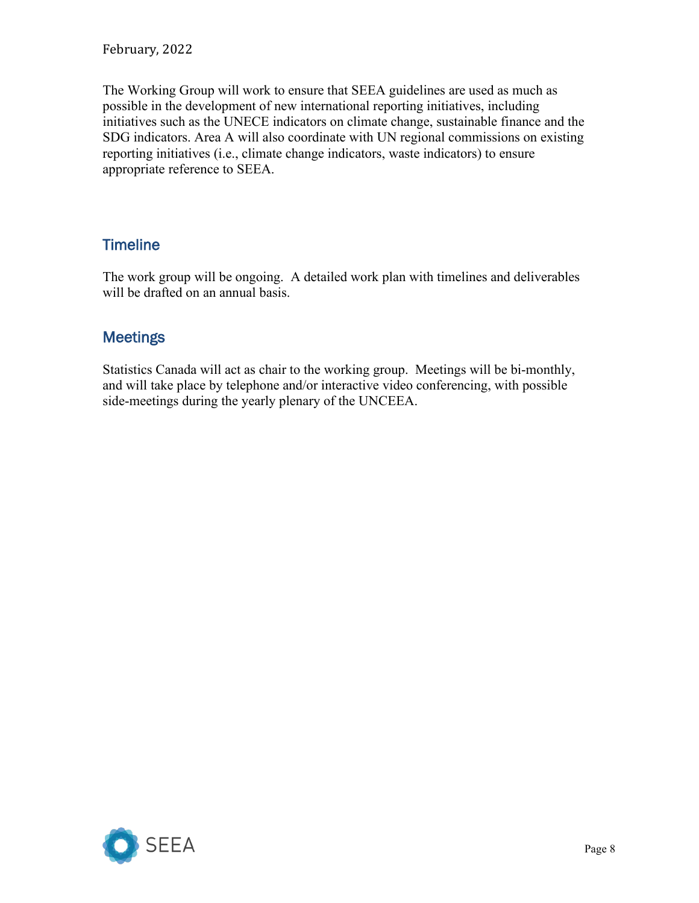The Working Group will work to ensure that SEEA guidelines are used as much as possible in the development of new international reporting initiatives, including initiatives such as the UNECE indicators on climate change, sustainable finance and the SDG indicators. Area A will also coordinate with UN regional commissions on existing reporting initiatives (i.e., climate change indicators, waste indicators) to ensure appropriate reference to SEEA.

## Timeline

The work group will be ongoing. A detailed work plan with timelines and deliverables will be drafted on an annual basis.

## Meetings

Statistics Canada will act as chair to the working group. Meetings will be bi-monthly, and will take place by telephone and/or interactive video conferencing, with possible side-meetings during the yearly plenary of the UNCEEA.